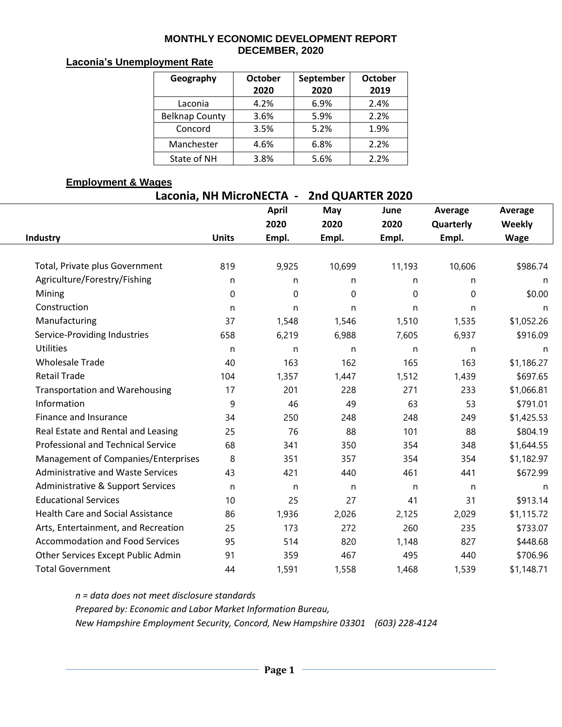# MONTHLY ECONOMIC DEVELOPMENT REPORT
## DECEMBER, 2020

### Laconia's Unemployment Rate

| Geography | October 2020 | September 2020 | October 2019 |
|---|---|---|---|
| Laconia | 4.2% | 6.9% | 2.4% |
| Belknap County | 3.6% | 5.9% | 2.2% |
| Concord | 3.5% | 5.2% | 1.9% |
| Manchester | 4.6% | 6.8% | 2.2% |
| State of NH | 3.8% | 5.6% | 2.2% |

### Employment & Wages

**Laconia, NH MicroNECTA - 2nd QUARTER 2020**

| Industry | Units | April 2020 Empl. | May 2020 Empl. | June 2020 Empl. | Average Quarterly Empl. | Average Weekly Wage |
|---|---|---|---|---|---|---|
| Total, Private plus Government | 819 | 9,925 | 10,699 | 11,193 | 10,606 | $986.74 |
| Agriculture/Forestry/Fishing | n | n | n | n | n | n |
| Mining | 0 | 0 | 0 | 0 | 0 | $0.00 |
| Construction | n | n | n | n | n | n |
| Manufacturing | 37 | 1,548 | 1,546 | 1,510 | 1,535 | $1,052.26 |
| Service-Providing Industries | 658 | 6,219 | 6,988 | 7,605 | 6,937 | $916.09 |
| Utilities | n | n | n | n | n | n |
| Wholesale Trade | 40 | 163 | 162 | 165 | 163 | $1,186.27 |
| Retail Trade | 104 | 1,357 | 1,447 | 1,512 | 1,439 | $697.65 |
| Transportation and Warehousing | 17 | 201 | 228 | 271 | 233 | $1,066.81 |
| Information | 9 | 46 | 49 | 63 | 53 | $791.01 |
| Finance and Insurance | 34 | 250 | 248 | 248 | 249 | $1,425.53 |
| Real Estate and Rental and Leasing | 25 | 76 | 88 | 101 | 88 | $804.19 |
| Professional and Technical Service | 68 | 341 | 350 | 354 | 348 | $1,644.55 |
| Management of Companies/Enterprises | 8 | 351 | 357 | 354 | 354 | $1,182.97 |
| Administrative and Waste Services | 43 | 421 | 440 | 461 | 441 | $672.99 |
| Administrative & Support Services | n | n | n | n | n | n |
| Educational Services | 10 | 25 | 27 | 41 | 31 | $913.14 |
| Health Care and Social Assistance | 86 | 1,936 | 2,026 | 2,125 | 2,029 | $1,115.72 |
| Arts, Entertainment, and Recreation | 25 | 173 | 272 | 260 | 235 | $733.07 |
| Accommodation and Food Services | 95 | 514 | 820 | 1,148 | 827 | $448.68 |
| Other Services Except Public Admin | 91 | 359 | 467 | 495 | 440 | $706.96 |
| Total Government | 44 | 1,591 | 1,558 | 1,468 | 1,539 | $1,148.71 |

*n = data does not meet disclosure standards*

*Prepared by: Economic and Labor Market Information Bureau,*

*New Hampshire Employment Security, Concord, New Hampshire 03301 (603) 228-4124*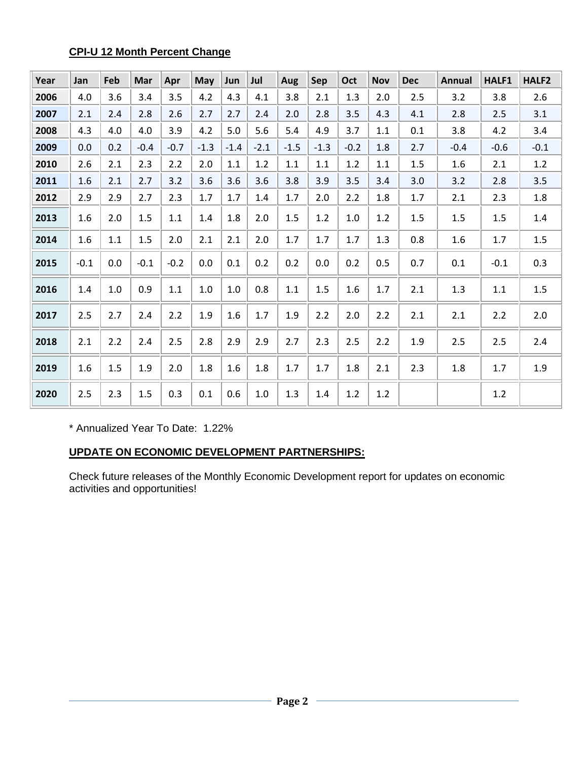**CPI-U 12 Month Percent Change**

| Year | Jan | Feb | Mar | Apr | May | Jun | Jul | Aug | Sep | Oct | Nov | Dec | Annual | HALF1 | HALF2 |
|---|---|---|---|---|---|---|---|---|---|---|---|---|---|---|---|
| 2006 | 4.0 | 3.6 | 3.4 | 3.5 | 4.2 | 4.3 | 4.1 | 3.8 | 2.1 | 1.3 | 2.0 | 2.5 | 3.2 | 3.8 | 2.6 |
| 2007 | 2.1 | 2.4 | 2.8 | 2.6 | 2.7 | 2.7 | 2.4 | 2.0 | 2.8 | 3.5 | 4.3 | 4.1 | 2.8 | 2.5 | 3.1 |
| 2008 | 4.3 | 4.0 | 4.0 | 3.9 | 4.2 | 5.0 | 5.6 | 5.4 | 4.9 | 3.7 | 1.1 | 0.1 | 3.8 | 4.2 | 3.4 |
| 2009 | 0.0 | 0.2 | -0.4 | -0.7 | -1.3 | -1.4 | -2.1 | -1.5 | -1.3 | -0.2 | 1.8 | 2.7 | -0.4 | -0.6 | -0.1 |
| 2010 | 2.6 | 2.1 | 2.3 | 2.2 | 2.0 | 1.1 | 1.2 | 1.1 | 1.1 | 1.2 | 1.1 | 1.5 | 1.6 | 2.1 | 1.2 |
| 2011 | 1.6 | 2.1 | 2.7 | 3.2 | 3.6 | 3.6 | 3.6 | 3.8 | 3.9 | 3.5 | 3.4 | 3.0 | 3.2 | 2.8 | 3.5 |
| 2012 | 2.9 | 2.9 | 2.7 | 2.3 | 1.7 | 1.7 | 1.4 | 1.7 | 2.0 | 2.2 | 1.8 | 1.7 | 2.1 | 2.3 | 1.8 |
| 2013 | 1.6 | 2.0 | 1.5 | 1.1 | 1.4 | 1.8 | 2.0 | 1.5 | 1.2 | 1.0 | 1.2 | 1.5 | 1.5 | 1.5 | 1.4 |
| 2014 | 1.6 | 1.1 | 1.5 | 2.0 | 2.1 | 2.1 | 2.0 | 1.7 | 1.7 | 1.7 | 1.3 | 0.8 | 1.6 | 1.7 | 1.5 |
| 2015 | -0.1 | 0.0 | -0.1 | -0.2 | 0.0 | 0.1 | 0.2 | 0.2 | 0.0 | 0.2 | 0.5 | 0.7 | 0.1 | -0.1 | 0.3 |
| 2016 | 1.4 | 1.0 | 0.9 | 1.1 | 1.0 | 1.0 | 0.8 | 1.1 | 1.5 | 1.6 | 1.7 | 2.1 | 1.3 | 1.1 | 1.5 |
| 2017 | 2.5 | 2.7 | 2.4 | 2.2 | 1.9 | 1.6 | 1.7 | 1.9 | 2.2 | 2.0 | 2.2 | 2.1 | 2.1 | 2.2 | 2.0 |
| 2018 | 2.1 | 2.2 | 2.4 | 2.5 | 2.8 | 2.9 | 2.9 | 2.7 | 2.3 | 2.5 | 2.2 | 1.9 | 2.5 | 2.5 | 2.4 |
| 2019 | 1.6 | 1.5 | 1.9 | 2.0 | 1.8 | 1.6 | 1.8 | 1.7 | 1.7 | 1.8 | 2.1 | 2.3 | 1.8 | 1.7 | 1.9 |
| 2020 | 2.5 | 2.3 | 1.5 | 0.3 | 0.1 | 0.6 | 1.0 | 1.3 | 1.4 | 1.2 | 1.2 | | | 1.2 | |

* Annualized Year To Date: 1.22%

**UPDATE ON ECONOMIC DEVELOPMENT PARTNERSHIPS:**

Check future releases of the Monthly Economic Development report for updates on economic activities and opportunities!